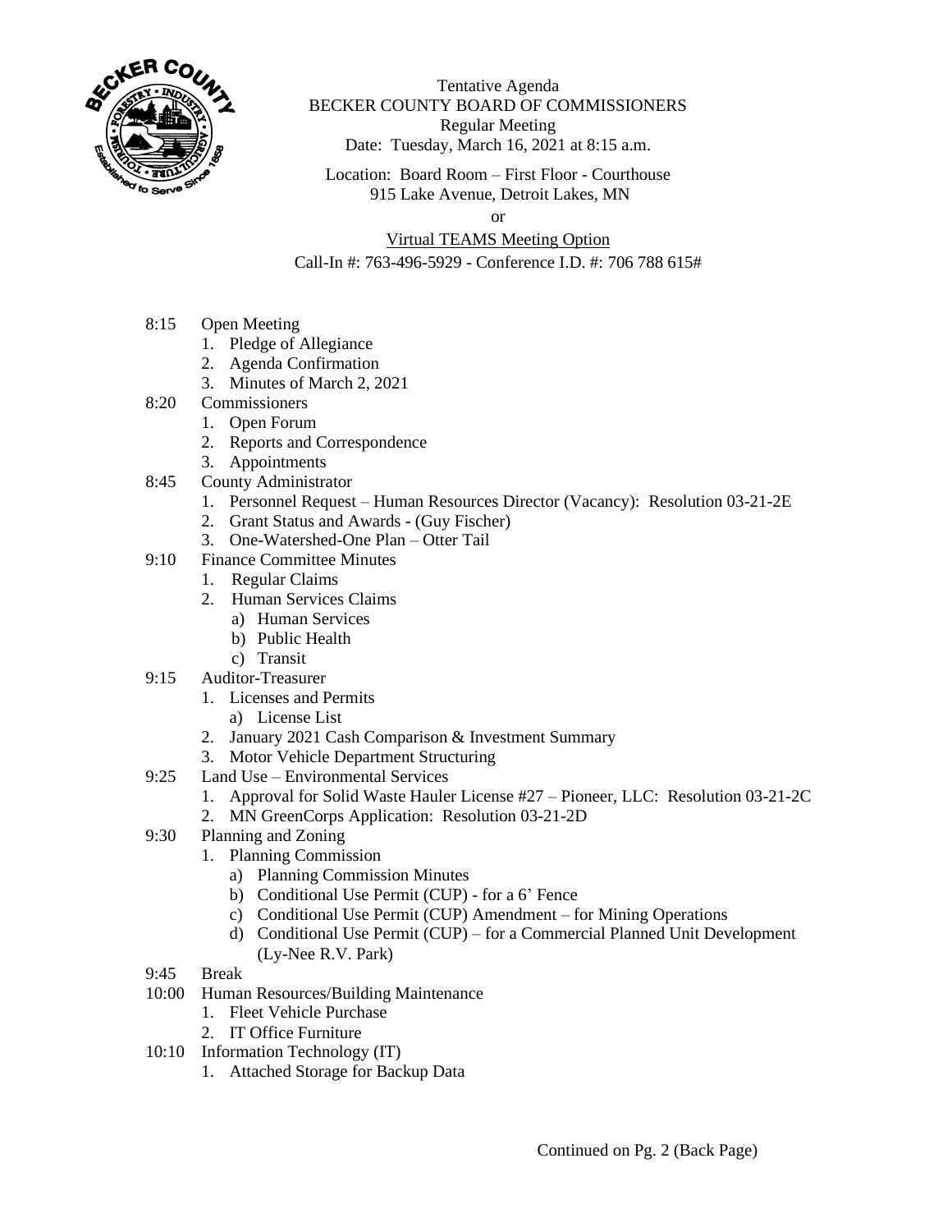Tentative Agenda
BECKER COUNTY BOARD OF COMMISSIONERS
Regular Meeting
Date: Tuesday, March 16, 2021 at 8:15 a.m.

Location: Board Room – First Floor - Courthouse
915 Lake Avenue, Detroit Lakes, MN

or

Virtual TEAMS Meeting Option

Call-In #: 763-496-5929 - Conference I.D. #: 706 788 615#

8:15 Open Meeting
1. Pledge of Allegiance
2. Agenda Confirmation
3. Minutes of March 2, 2021

8:20 Commissioners
1. Open Forum
2. Reports and Correspondence
3. Appointments

8:45 County Administrator
1. Personnel Request – Human Resources Director (Vacancy): Resolution 03-21-2E
2. Grant Status and Awards - (Guy Fischer)
3. One-Watershed-One Plan – Otter Tail

9:10 Finance Committee Minutes
1. Regular Claims
2. Human Services Claims
   a) Human Services
   b) Public Health
   c) Transit

9:15 Auditor-Treasurer
1. Licenses and Permits
   a) License List
2. January 2021 Cash Comparison & Investment Summary
3. Motor Vehicle Department Structuring

9:25 Land Use – Environmental Services
1. Approval for Solid Waste Hauler License #27 – Pioneer, LLC: Resolution 03-21-2C
2. MN GreenCorps Application: Resolution 03-21-2D

9:30 Planning and Zoning
1. Planning Commission
   a) Planning Commission Minutes
   b) Conditional Use Permit (CUP) - for a 6' Fence
   c) Conditional Use Permit (CUP) Amendment – for Mining Operations
   d) Conditional Use Permit (CUP) – for a Commercial Planned Unit Development (Ly-Nee R.V. Park)

9:45 Break

10:00 Human Resources/Building Maintenance
1. Fleet Vehicle Purchase
2. IT Office Furniture

10:10 Information Technology (IT)
1. Attached Storage for Backup Data

Continued on Pg. 2 (Back Page)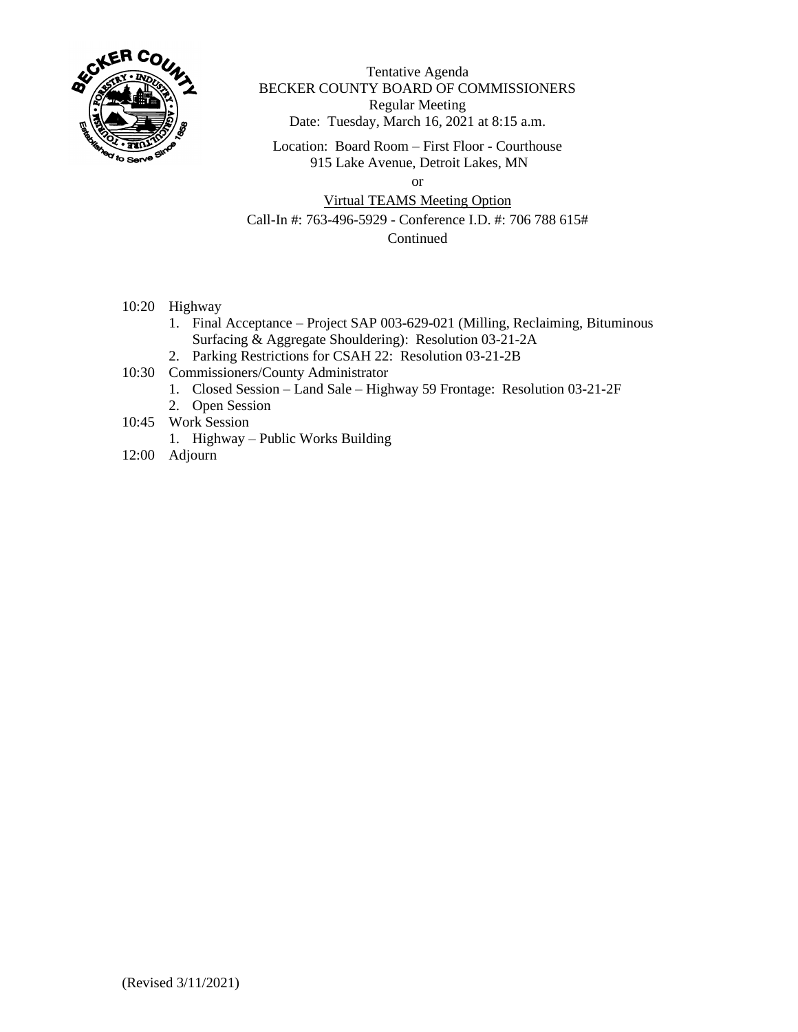Tentative Agenda
BECKER COUNTY BOARD OF COMMISSIONERS
Regular Meeting
Date: Tuesday, March 16, 2021 at 8:15 a.m.

Location: Board Room – First Floor - Courthouse
915 Lake Avenue, Detroit Lakes, MN
or
Virtual TEAMS Meeting Option
Call-In #: 763-496-5929 - Conference I.D. #: 706 788 615#
Continued

10:20 Highway
1. Final Acceptance – Project SAP 003-629-021 (Milling, Reclaiming, Bituminous Surfacing & Aggregate Shouldering): Resolution 03-21-2A
2. Parking Restrictions for CSAH 22: Resolution 03-21-2B

10:30 Commissioners/County Administrator
1. Closed Session – Land Sale – Highway 59 Frontage: Resolution 03-21-2F
2. Open Session

10:45 Work Session
1. Highway – Public Works Building

12:00 Adjourn

(Revised 3/11/2021)